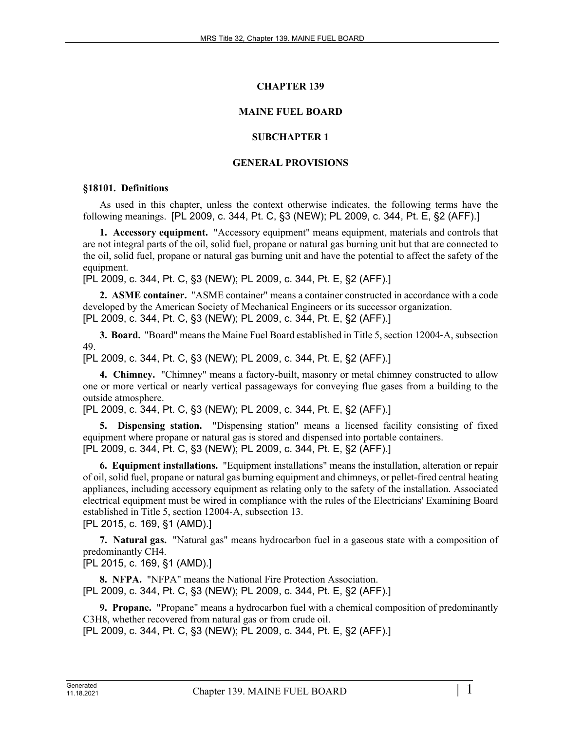# CHAPTER 139

# MAINE FUEL BOARD

## SUBCHAPTER 1

## GENERAL PROVISIONS

### §18101. Definitions

As used in this chapter, unless the context otherwise indicates, the following terms have the following meanings. [PL 2009, c. 344, Pt. C, §3 (NEW); PL 2009, c. 344, Pt. E, §2 (AFF).]

**1. Accessory equipment.** "Accessory equipment" means equipment, materials and controls that are not integral parts of the oil, solid fuel, propane or natural gas burning unit but that are connected to the oil, solid fuel, propane or natural gas burning unit and have the potential to affect the safety of the equipment.
[PL 2009, c. 344, Pt. C, §3 (NEW); PL 2009, c. 344, Pt. E, §2 (AFF).]

**2. ASME container.** "ASME container" means a container constructed in accordance with a code developed by the American Society of Mechanical Engineers or its successor organization.
[PL 2009, c. 344, Pt. C, §3 (NEW); PL 2009, c. 344, Pt. E, §2 (AFF).]

**3. Board.** "Board" means the Maine Fuel Board established in Title 5, section 12004-A, subsection 49.
[PL 2009, c. 344, Pt. C, §3 (NEW); PL 2009, c. 344, Pt. E, §2 (AFF).]

**4. Chimney.** "Chimney" means a factory-built, masonry or metal chimney constructed to allow one or more vertical or nearly vertical passageways for conveying flue gases from a building to the outside atmosphere.
[PL 2009, c. 344, Pt. C, §3 (NEW); PL 2009, c. 344, Pt. E, §2 (AFF).]

**5. Dispensing station.** "Dispensing station" means a licensed facility consisting of fixed equipment where propane or natural gas is stored and dispensed into portable containers.
[PL 2009, c. 344, Pt. C, §3 (NEW); PL 2009, c. 344, Pt. E, §2 (AFF).]

**6. Equipment installations.** "Equipment installations" means the installation, alteration or repair of oil, solid fuel, propane or natural gas burning equipment and chimneys, or pellet-fired central heating appliances, including accessory equipment as relating only to the safety of the installation. Associated electrical equipment must be wired in compliance with the rules of the Electricians' Examining Board established in Title 5, section 12004-A, subsection 13.
[PL 2015, c. 169, §1 (AMD).]

**7. Natural gas.** "Natural gas" means hydrocarbon fuel in a gaseous state with a composition of predominantly $CH_4$.
[PL 2015, c. 169, §1 (AMD).]

**8. NFPA.** "NFPA" means the National Fire Protection Association.
[PL 2009, c. 344, Pt. C, §3 (NEW); PL 2009, c. 344, Pt. E, §2 (AFF).]

**9. Propane.** "Propane" means a hydrocarbon fuel with a chemical composition of predominantly $C_3H_8$, whether recovered from natural gas or from crude oil.
[PL 2009, c. 344, Pt. C, §3 (NEW); PL 2009, c. 344, Pt. E, §2 (AFF).]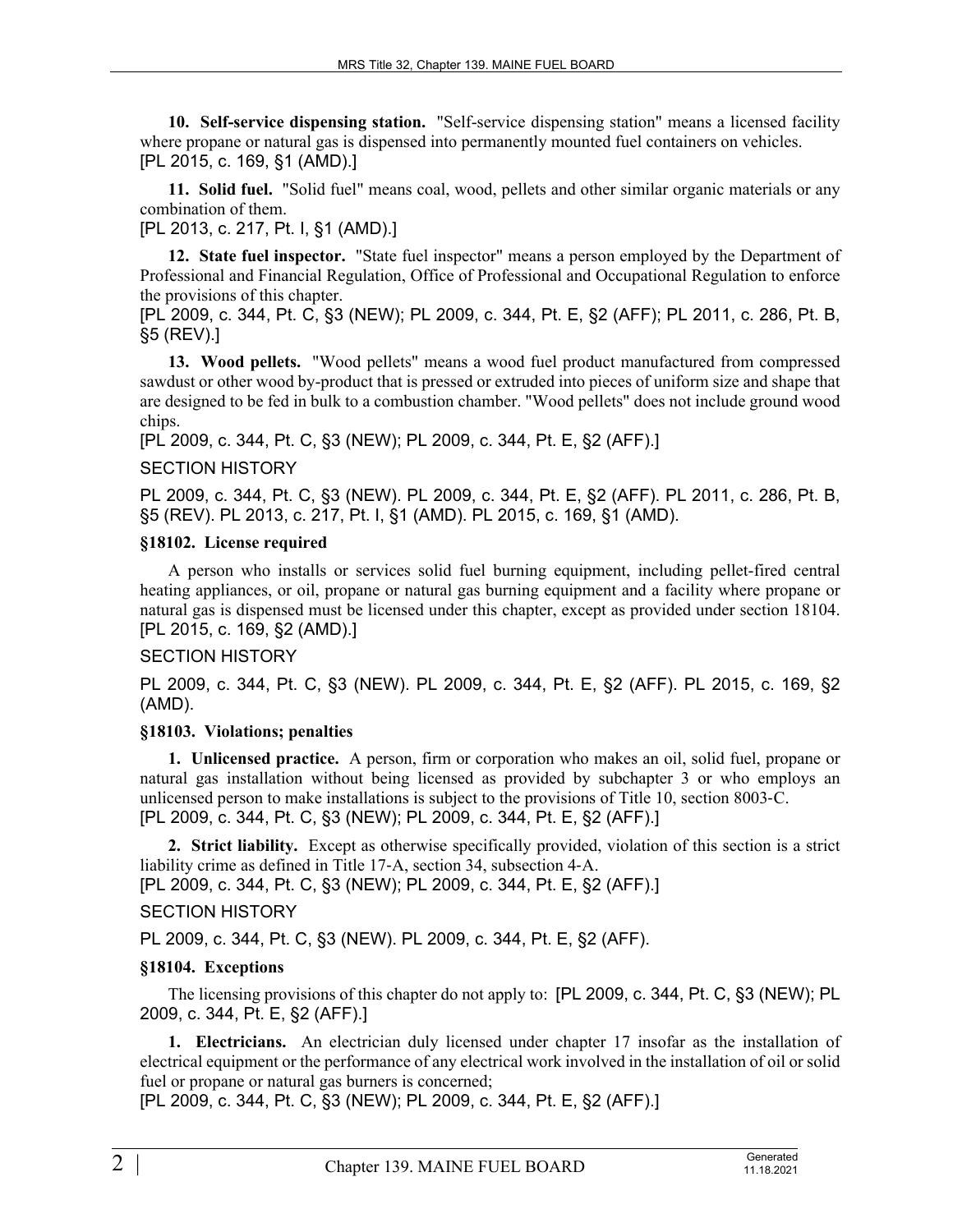**10. Self-service dispensing station.** "Self-service dispensing station" means a licensed facility where propane or natural gas is dispensed into permanently mounted fuel containers on vehicles.
[PL 2015, c. 169, §1 (AMD).]

**11. Solid fuel.** "Solid fuel" means coal, wood, pellets and other similar organic materials or any combination of them.
[PL 2013, c. 217, Pt. I, §1 (AMD).]

**12. State fuel inspector.** "State fuel inspector" means a person employed by the Department of Professional and Financial Regulation, Office of Professional and Occupational Regulation to enforce the provisions of this chapter.
[PL 2009, c. 344, Pt. C, §3 (NEW); PL 2009, c. 344, Pt. E, §2 (AFF); PL 2011, c. 286, Pt. B, §5 (REV).]

**13. Wood pellets.** "Wood pellets" means a wood fuel product manufactured from compressed sawdust or other wood by-product that is pressed or extruded into pieces of uniform size and shape that are designed to be fed in bulk to a combustion chamber. "Wood pellets" does not include ground wood chips.
[PL 2009, c. 344, Pt. C, §3 (NEW); PL 2009, c. 344, Pt. E, §2 (AFF).]

SECTION HISTORY

PL 2009, c. 344, Pt. C, §3 (NEW). PL 2009, c. 344, Pt. E, §2 (AFF). PL 2011, c. 286, Pt. B, §5 (REV). PL 2013, c. 217, Pt. I, §1 (AMD). PL 2015, c. 169, §1 (AMD).

### §18102. License required

A person who installs or services solid fuel burning equipment, including pellet-fired central heating appliances, or oil, propane or natural gas burning equipment and a facility where propane or natural gas is dispensed must be licensed under this chapter, except as provided under section 18104.
[PL 2015, c. 169, §2 (AMD).]

SECTION HISTORY

PL 2009, c. 344, Pt. C, §3 (NEW). PL 2009, c. 344, Pt. E, §2 (AFF). PL 2015, c. 169, §2 (AMD).

### §18103. Violations; penalties

**1. Unlicensed practice.** A person, firm or corporation who makes an oil, solid fuel, propane or natural gas installation without being licensed as provided by subchapter 3 or who employs an unlicensed person to make installations is subject to the provisions of Title 10, section 8003-C.
[PL 2009, c. 344, Pt. C, §3 (NEW); PL 2009, c. 344, Pt. E, §2 (AFF).]

**2. Strict liability.** Except as otherwise specifically provided, violation of this section is a strict liability crime as defined in Title 17-A, section 34, subsection 4-A.
[PL 2009, c. 344, Pt. C, §3 (NEW); PL 2009, c. 344, Pt. E, §2 (AFF).]

SECTION HISTORY

PL 2009, c. 344, Pt. C, §3 (NEW). PL 2009, c. 344, Pt. E, §2 (AFF).

### §18104. Exceptions

The licensing provisions of this chapter do not apply to: [PL 2009, c. 344, Pt. C, §3 (NEW); PL 2009, c. 344, Pt. E, §2 (AFF).]

**1. Electricians.** An electrician duly licensed under chapter 17 insofar as the installation of electrical equipment or the performance of any electrical work involved in the installation of oil or solid fuel or propane or natural gas burners is concerned;
[PL 2009, c. 344, Pt. C, §3 (NEW); PL 2009, c. 344, Pt. E, §2 (AFF).]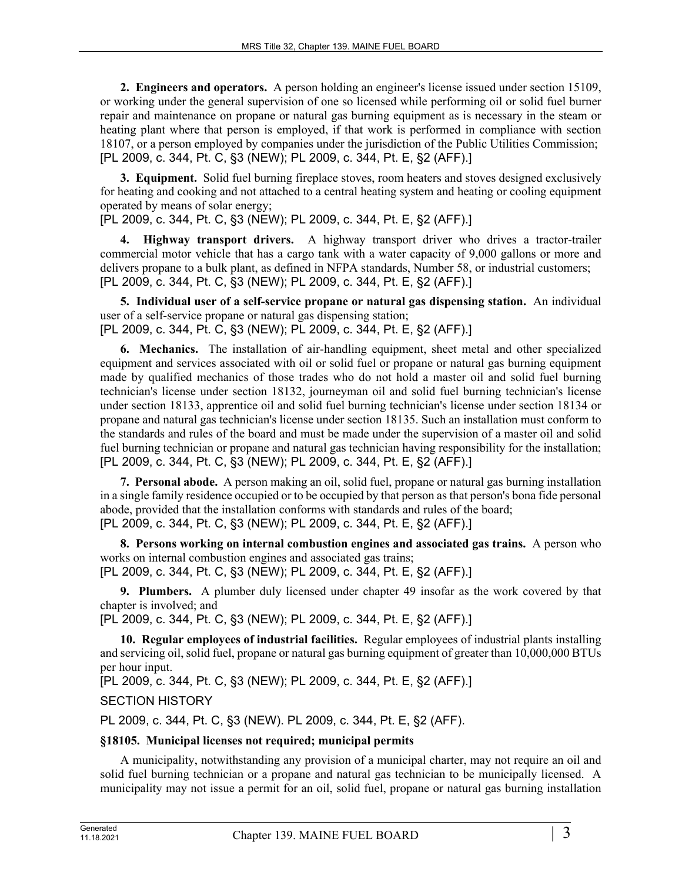**2. Engineers and operators.** A person holding an engineer's license issued under section 15109, or working under the general supervision of one so licensed while performing oil or solid fuel burner repair and maintenance on propane or natural gas burning equipment as is necessary in the steam or heating plant where that person is employed, if that work is performed in compliance with section 18107, or a person employed by companies under the jurisdiction of the Public Utilities Commission;
[PL 2009, c. 344, Pt. C, §3 (NEW); PL 2009, c. 344, Pt. E, §2 (AFF).]

**3. Equipment.** Solid fuel burning fireplace stoves, room heaters and stoves designed exclusively for heating and cooking and not attached to a central heating system and heating or cooling equipment operated by means of solar energy;
[PL 2009, c. 344, Pt. C, §3 (NEW); PL 2009, c. 344, Pt. E, §2 (AFF).]

**4. Highway transport drivers.** A highway transport driver who drives a tractor-trailer commercial motor vehicle that has a cargo tank with a water capacity of 9,000 gallons or more and delivers propane to a bulk plant, as defined in NFPA standards, Number 58, or industrial customers;
[PL 2009, c. 344, Pt. C, §3 (NEW); PL 2009, c. 344, Pt. E, §2 (AFF).]

**5. Individual user of a self-service propane or natural gas dispensing station.** An individual user of a self-service propane or natural gas dispensing station;
[PL 2009, c. 344, Pt. C, §3 (NEW); PL 2009, c. 344, Pt. E, §2 (AFF).]

**6. Mechanics.** The installation of air-handling equipment, sheet metal and other specialized equipment and services associated with oil or solid fuel or propane or natural gas burning equipment made by qualified mechanics of those trades who do not hold a master oil and solid fuel burning technician's license under section 18132, journeyman oil and solid fuel burning technician's license under section 18133, apprentice oil and solid fuel burning technician's license under section 18134 or propane and natural gas technician's license under section 18135. Such an installation must conform to the standards and rules of the board and must be made under the supervision of a master oil and solid fuel burning technician or propane and natural gas technician having responsibility for the installation;
[PL 2009, c. 344, Pt. C, §3 (NEW); PL 2009, c. 344, Pt. E, §2 (AFF).]

**7. Personal abode.** A person making an oil, solid fuel, propane or natural gas burning installation in a single family residence occupied or to be occupied by that person as that person's bona fide personal abode, provided that the installation conforms with standards and rules of the board;
[PL 2009, c. 344, Pt. C, §3 (NEW); PL 2009, c. 344, Pt. E, §2 (AFF).]

**8. Persons working on internal combustion engines and associated gas trains.** A person who works on internal combustion engines and associated gas trains;
[PL 2009, c. 344, Pt. C, §3 (NEW); PL 2009, c. 344, Pt. E, §2 (AFF).]

**9. Plumbers.** A plumber duly licensed under chapter 49 insofar as the work covered by that chapter is involved; and
[PL 2009, c. 344, Pt. C, §3 (NEW); PL 2009, c. 344, Pt. E, §2 (AFF).]

**10. Regular employees of industrial facilities.** Regular employees of industrial plants installing and servicing oil, solid fuel, propane or natural gas burning equipment of greater than 10,000,000 BTUs per hour input.
[PL 2009, c. 344, Pt. C, §3 (NEW); PL 2009, c. 344, Pt. E, §2 (AFF).]

SECTION HISTORY

PL 2009, c. 344, Pt. C, §3 (NEW). PL 2009, c. 344, Pt. E, §2 (AFF).

### §18105. Municipal licenses not required; municipal permits

A municipality, notwithstanding any provision of a municipal charter, may not require an oil and solid fuel burning technician or a propane and natural gas technician to be municipally licensed. A municipality may not issue a permit for an oil, solid fuel, propane or natural gas burning installation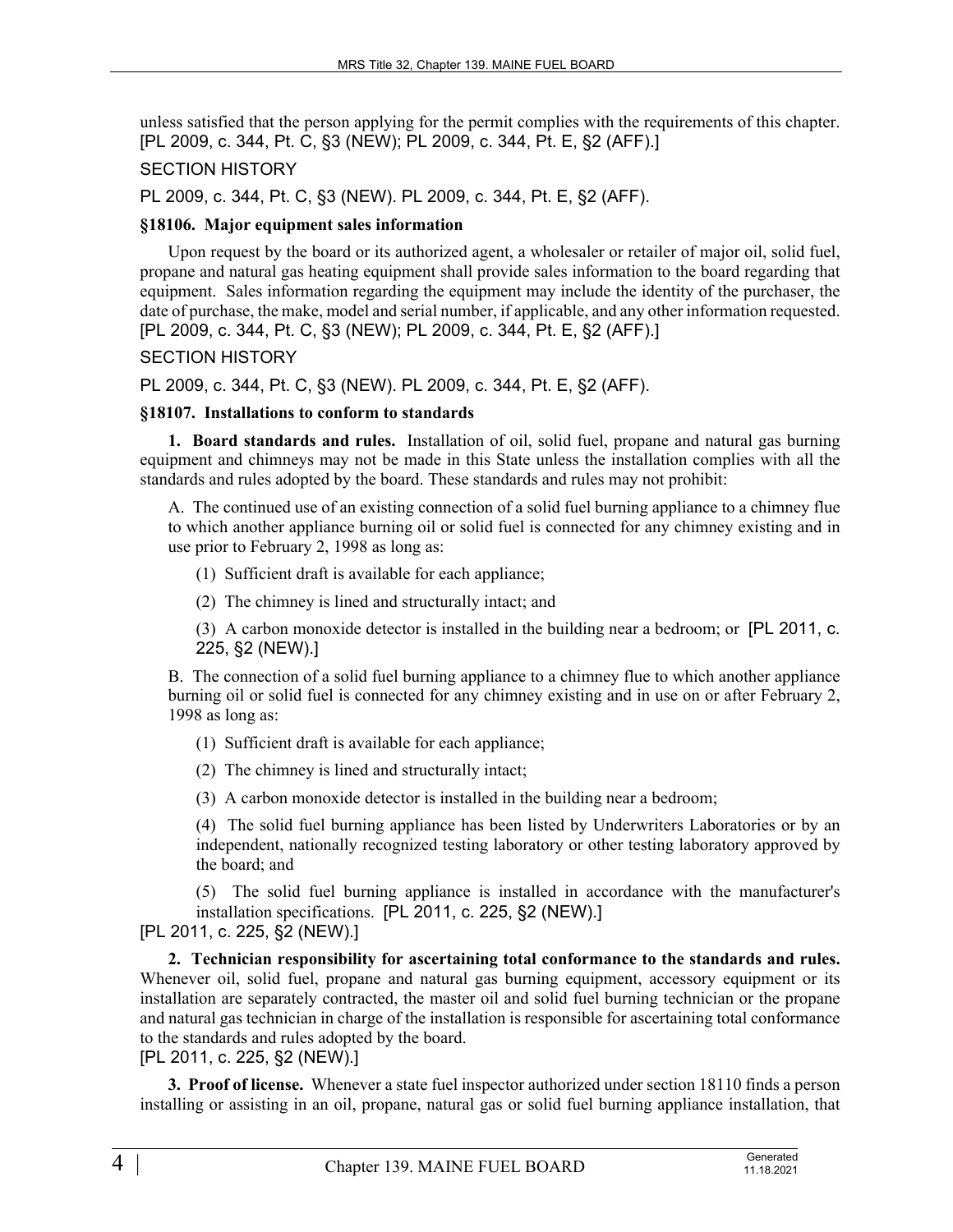unless satisfied that the person applying for the permit complies with the requirements of this chapter. [PL 2009, c. 344, Pt. C, §3 (NEW); PL 2009, c. 344, Pt. E, §2 (AFF).]

SECTION HISTORY

PL 2009, c. 344, Pt. C, §3 (NEW). PL 2009, c. 344, Pt. E, §2 (AFF).

### §18106. Major equipment sales information

Upon request by the board or its authorized agent, a wholesaler or retailer of major oil, solid fuel, propane and natural gas heating equipment shall provide sales information to the board regarding that equipment. Sales information regarding the equipment may include the identity of the purchaser, the date of purchase, the make, model and serial number, if applicable, and any other information requested. [PL 2009, c. 344, Pt. C, §3 (NEW); PL 2009, c. 344, Pt. E, §2 (AFF).]

SECTION HISTORY

PL 2009, c. 344, Pt. C, §3 (NEW). PL 2009, c. 344, Pt. E, §2 (AFF).

### §18107. Installations to conform to standards

**1. Board standards and rules.** Installation of oil, solid fuel, propane and natural gas burning equipment and chimneys may not be made in this State unless the installation complies with all the standards and rules adopted by the board. These standards and rules may not prohibit:

A. The continued use of an existing connection of a solid fuel burning appliance to a chimney flue to which another appliance burning oil or solid fuel is connected for any chimney existing and in use prior to February 2, 1998 as long as:

(1) Sufficient draft is available for each appliance;

(2) The chimney is lined and structurally intact; and

(3) A carbon monoxide detector is installed in the building near a bedroom; or [PL 2011, c. 225, §2 (NEW).]

B. The connection of a solid fuel burning appliance to a chimney flue to which another appliance burning oil or solid fuel is connected for any chimney existing and in use on or after February 2, 1998 as long as:

(1) Sufficient draft is available for each appliance;

(2) The chimney is lined and structurally intact;

(3) A carbon monoxide detector is installed in the building near a bedroom;

(4) The solid fuel burning appliance has been listed by Underwriters Laboratories or by an independent, nationally recognized testing laboratory or other testing laboratory approved by the board; and

(5) The solid fuel burning appliance is installed in accordance with the manufacturer's installation specifications. [PL 2011, c. 225, §2 (NEW).]

[PL 2011, c. 225, §2 (NEW).]

**2. Technician responsibility for ascertaining total conformance to the standards and rules.** Whenever oil, solid fuel, propane and natural gas burning equipment, accessory equipment or its installation are separately contracted, the master oil and solid fuel burning technician or the propane and natural gas technician in charge of the installation is responsible for ascertaining total conformance to the standards and rules adopted by the board.

[PL 2011, c. 225, §2 (NEW).]

**3. Proof of license.** Whenever a state fuel inspector authorized under section 18110 finds a person installing or assisting in an oil, propane, natural gas or solid fuel burning appliance installation, that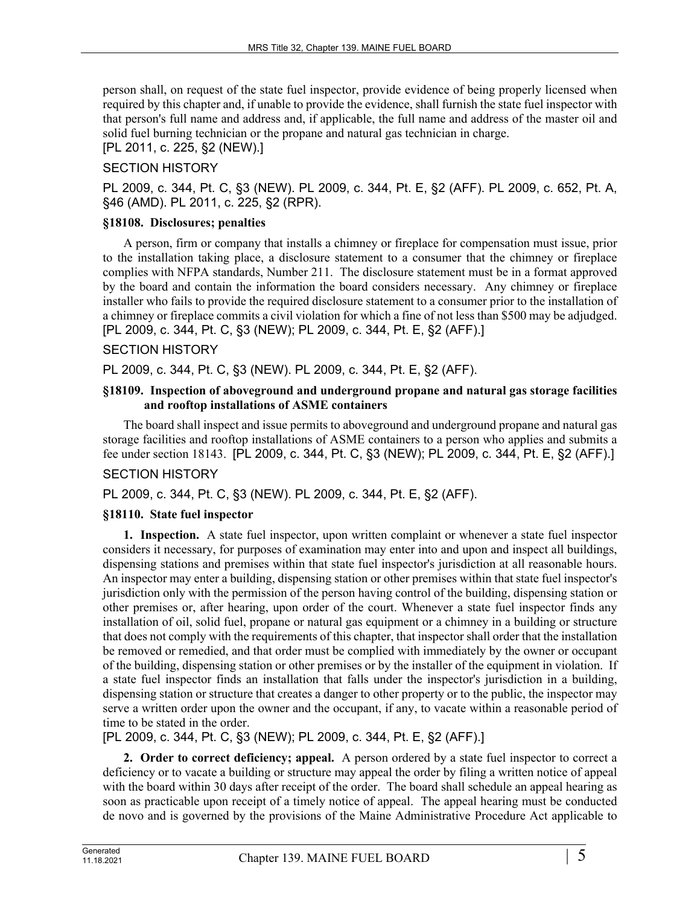person shall, on request of the state fuel inspector, provide evidence of being properly licensed when required by this chapter and, if unable to provide the evidence, shall furnish the state fuel inspector with that person's full name and address and, if applicable, the full name and address of the master oil and solid fuel burning technician or the propane and natural gas technician in charge.
[PL 2011, c. 225, §2 (NEW).]

SECTION HISTORY

PL 2009, c. 344, Pt. C, §3 (NEW). PL 2009, c. 344, Pt. E, §2 (AFF). PL 2009, c. 652, Pt. A, §46 (AMD). PL 2011, c. 225, §2 (RPR).

**§18108. Disclosures; penalties**

A person, firm or company that installs a chimney or fireplace for compensation must issue, prior to the installation taking place, a disclosure statement to a consumer that the chimney or fireplace complies with NFPA standards, Number 211. The disclosure statement must be in a format approved by the board and contain the information the board considers necessary. Any chimney or fireplace installer who fails to provide the required disclosure statement to a consumer prior to the installation of a chimney or fireplace commits a civil violation for which a fine of not less than $500 may be adjudged. [PL 2009, c. 344, Pt. C, §3 (NEW); PL 2009, c. 344, Pt. E, §2 (AFF).]

SECTION HISTORY

PL 2009, c. 344, Pt. C, §3 (NEW). PL 2009, c. 344, Pt. E, §2 (AFF).

**§18109. Inspection of aboveground and underground propane and natural gas storage facilities and rooftop installations of ASME containers**

The board shall inspect and issue permits to aboveground and underground propane and natural gas storage facilities and rooftop installations of ASME containers to a person who applies and submits a fee under section 18143. [PL 2009, c. 344, Pt. C, §3 (NEW); PL 2009, c. 344, Pt. E, §2 (AFF).]

SECTION HISTORY

PL 2009, c. 344, Pt. C, §3 (NEW). PL 2009, c. 344, Pt. E, §2 (AFF).

**§18110. State fuel inspector**

**1. Inspection.** A state fuel inspector, upon written complaint or whenever a state fuel inspector considers it necessary, for purposes of examination may enter into and upon and inspect all buildings, dispensing stations and premises within that state fuel inspector's jurisdiction at all reasonable hours. An inspector may enter a building, dispensing station or other premises within that state fuel inspector's jurisdiction only with the permission of the person having control of the building, dispensing station or other premises or, after hearing, upon order of the court. Whenever a state fuel inspector finds any installation of oil, solid fuel, propane or natural gas equipment or a chimney in a building or structure that does not comply with the requirements of this chapter, that inspector shall order that the installation be removed or remedied, and that order must be complied with immediately by the owner or occupant of the building, dispensing station or other premises or by the installer of the equipment in violation. If a state fuel inspector finds an installation that falls under the inspector's jurisdiction in a building, dispensing station or structure that creates a danger to other property or to the public, the inspector may serve a written order upon the owner and the occupant, if any, to vacate within a reasonable period of time to be stated in the order.
[PL 2009, c. 344, Pt. C, §3 (NEW); PL 2009, c. 344, Pt. E, §2 (AFF).]

**2. Order to correct deficiency; appeal.** A person ordered by a state fuel inspector to correct a deficiency or to vacate a building or structure may appeal the order by filing a written notice of appeal with the board within 30 days after receipt of the order. The board shall schedule an appeal hearing as soon as practicable upon receipt of a timely notice of appeal. The appeal hearing must be conducted de novo and is governed by the provisions of the Maine Administrative Procedure Act applicable to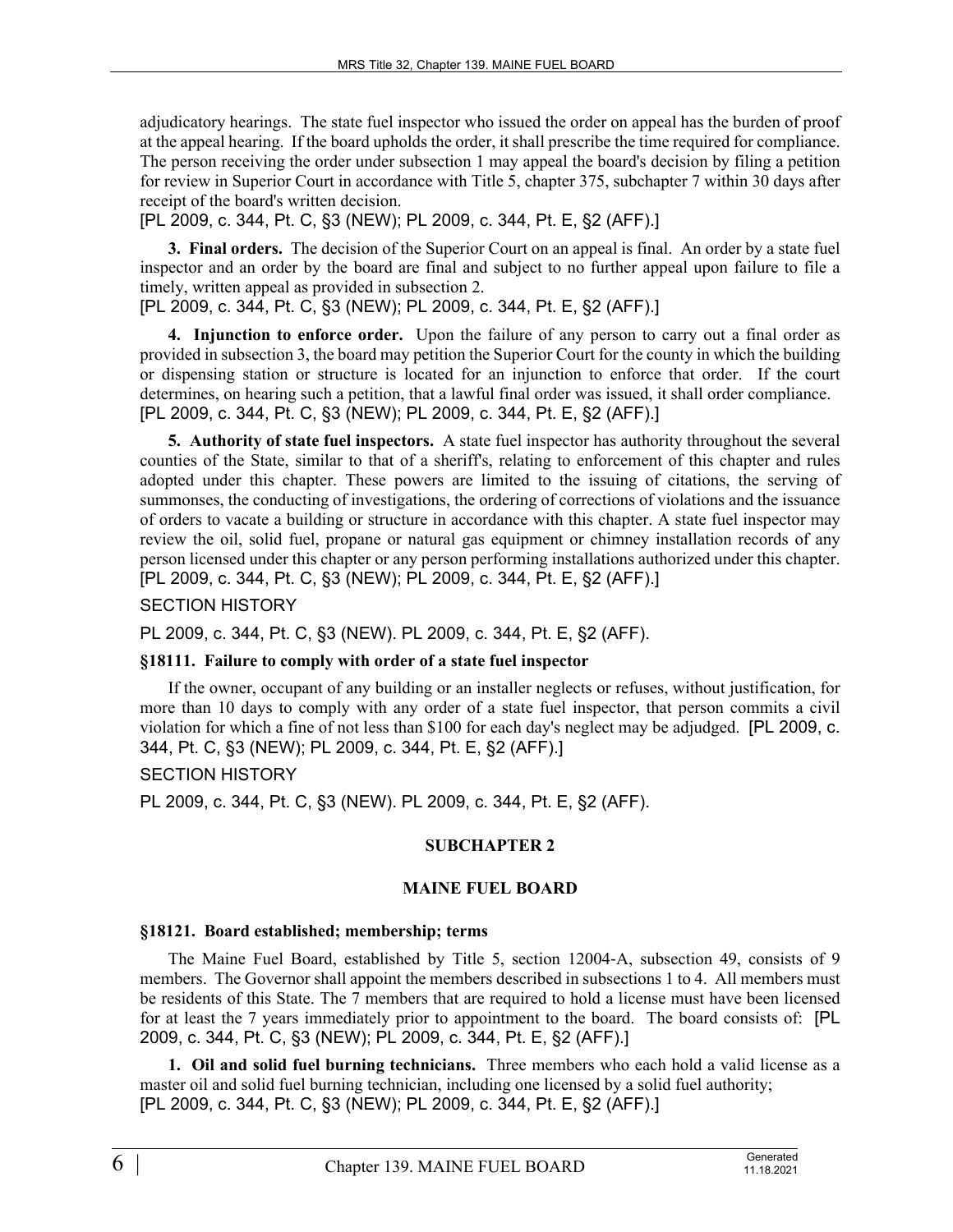adjudicatory hearings. The state fuel inspector who issued the order on appeal has the burden of proof at the appeal hearing. If the board upholds the order, it shall prescribe the time required for compliance. The person receiving the order under subsection 1 may appeal the board's decision by filing a petition for review in Superior Court in accordance with Title 5, chapter 375, subchapter 7 within 30 days after receipt of the board's written decision.

[PL 2009, c. 344, Pt. C, §3 (NEW); PL 2009, c. 344, Pt. E, §2 (AFF).]

**3. Final orders.** The decision of the Superior Court on an appeal is final. An order by a state fuel inspector and an order by the board are final and subject to no further appeal upon failure to file a timely, written appeal as provided in subsection 2.

[PL 2009, c. 344, Pt. C, §3 (NEW); PL 2009, c. 344, Pt. E, §2 (AFF).]

**4. Injunction to enforce order.** Upon the failure of any person to carry out a final order as provided in subsection 3, the board may petition the Superior Court for the county in which the building or dispensing station or structure is located for an injunction to enforce that order. If the court determines, on hearing such a petition, that a lawful final order was issued, it shall order compliance.

[PL 2009, c. 344, Pt. C, §3 (NEW); PL 2009, c. 344, Pt. E, §2 (AFF).]

**5. Authority of state fuel inspectors.** A state fuel inspector has authority throughout the several counties of the State, similar to that of a sheriff's, relating to enforcement of this chapter and rules adopted under this chapter. These powers are limited to the issuing of citations, the serving of summonses, the conducting of investigations, the ordering of corrections of violations and the issuance of orders to vacate a building or structure in accordance with this chapter. A state fuel inspector may review the oil, solid fuel, propane or natural gas equipment or chimney installation records of any person licensed under this chapter or any person performing installations authorized under this chapter.

[PL 2009, c. 344, Pt. C, §3 (NEW); PL 2009, c. 344, Pt. E, §2 (AFF).]

SECTION HISTORY

PL 2009, c. 344, Pt. C, §3 (NEW). PL 2009, c. 344, Pt. E, §2 (AFF).

### §18111. Failure to comply with order of a state fuel inspector

If the owner, occupant of any building or an installer neglects or refuses, without justification, for more than 10 days to comply with any order of a state fuel inspector, that person commits a civil violation for which a fine of not less than $100 for each day's neglect may be adjudged. [PL 2009, c. 344, Pt. C, §3 (NEW); PL 2009, c. 344, Pt. E, §2 (AFF).]

SECTION HISTORY

PL 2009, c. 344, Pt. C, §3 (NEW). PL 2009, c. 344, Pt. E, §2 (AFF).

## SUBCHAPTER 2

## MAINE FUEL BOARD

### §18121. Board established; membership; terms

The Maine Fuel Board, established by Title 5, section 12004-A, subsection 49, consists of 9 members. The Governor shall appoint the members described in subsections 1 to 4. All members must be residents of this State. The 7 members that are required to hold a license must have been licensed for at least the 7 years immediately prior to appointment to the board. The board consists of: [PL 2009, c. 344, Pt. C, §3 (NEW); PL 2009, c. 344, Pt. E, §2 (AFF).]

**1. Oil and solid fuel burning technicians.** Three members who each hold a valid license as a master oil and solid fuel burning technician, including one licensed by a solid fuel authority;

[PL 2009, c. 344, Pt. C, §3 (NEW); PL 2009, c. 344, Pt. E, §2 (AFF).]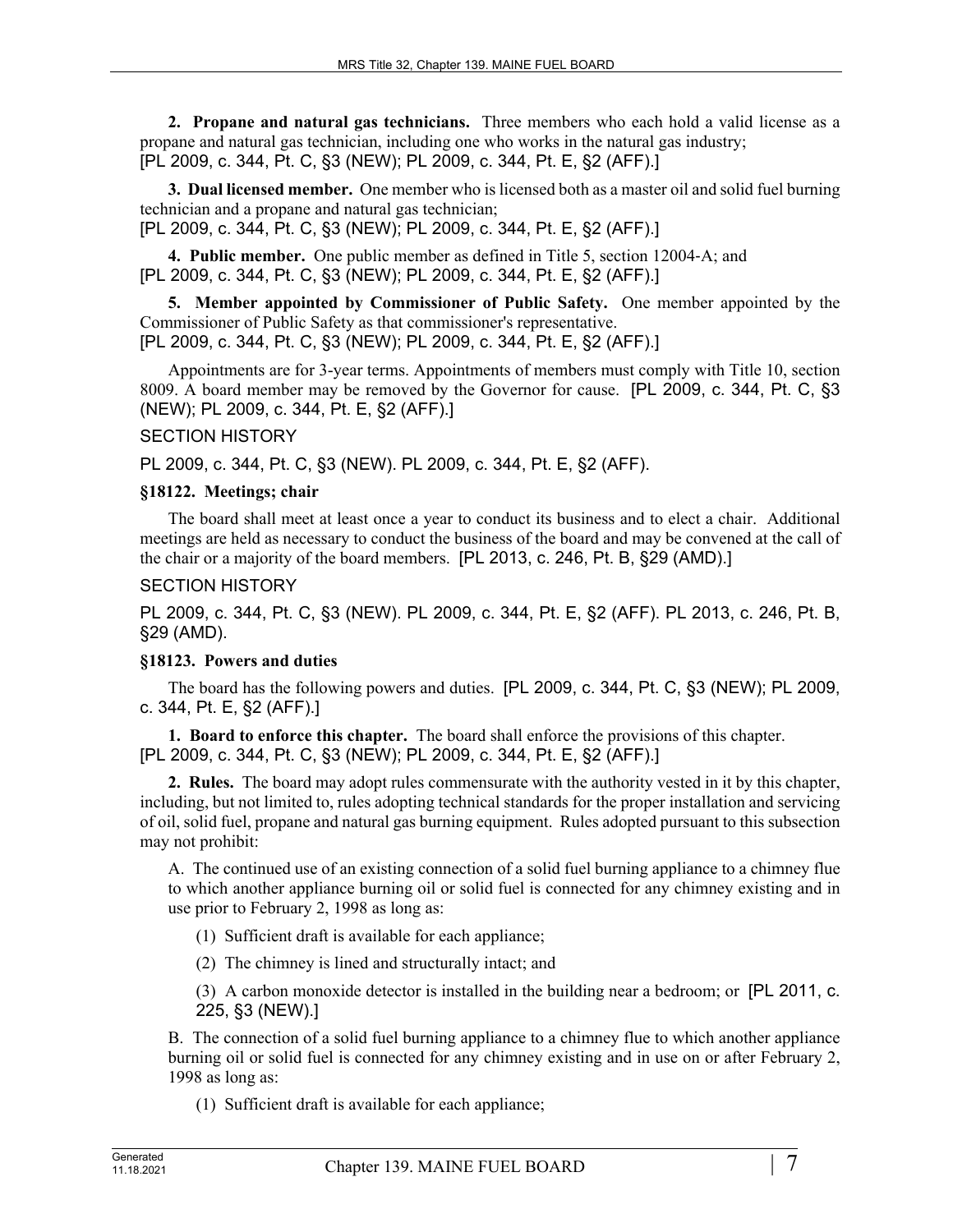**2. Propane and natural gas technicians.** Three members who each hold a valid license as a propane and natural gas technician, including one who works in the natural gas industry;
[PL 2009, c. 344, Pt. C, §3 (NEW); PL 2009, c. 344, Pt. E, §2 (AFF).]

**3. Dual licensed member.** One member who is licensed both as a master oil and solid fuel burning technician and a propane and natural gas technician;
[PL 2009, c. 344, Pt. C, §3 (NEW); PL 2009, c. 344, Pt. E, §2 (AFF).]

**4. Public member.** One public member as defined in Title 5, section 12004-A; and
[PL 2009, c. 344, Pt. C, §3 (NEW); PL 2009, c. 344, Pt. E, §2 (AFF).]

**5. Member appointed by Commissioner of Public Safety.** One member appointed by the Commissioner of Public Safety as that commissioner's representative.
[PL 2009, c. 344, Pt. C, §3 (NEW); PL 2009, c. 344, Pt. E, §2 (AFF).]

Appointments are for 3-year terms. Appointments of members must comply with Title 10, section 8009. A board member may be removed by the Governor for cause. [PL 2009, c. 344, Pt. C, §3 (NEW); PL 2009, c. 344, Pt. E, §2 (AFF).]

SECTION HISTORY

PL 2009, c. 344, Pt. C, §3 (NEW). PL 2009, c. 344, Pt. E, §2 (AFF).

### §18122. Meetings; chair

The board shall meet at least once a year to conduct its business and to elect a chair. Additional meetings are held as necessary to conduct the business of the board and may be convened at the call of the chair or a majority of the board members. [PL 2013, c. 246, Pt. B, §29 (AMD).]

SECTION HISTORY

PL 2009, c. 344, Pt. C, §3 (NEW). PL 2009, c. 344, Pt. E, §2 (AFF). PL 2013, c. 246, Pt. B, §29 (AMD).

### §18123. Powers and duties

The board has the following powers and duties. [PL 2009, c. 344, Pt. C, §3 (NEW); PL 2009, c. 344, Pt. E, §2 (AFF).]

**1. Board to enforce this chapter.** The board shall enforce the provisions of this chapter.
[PL 2009, c. 344, Pt. C, §3 (NEW); PL 2009, c. 344, Pt. E, §2 (AFF).]

**2. Rules.** The board may adopt rules commensurate with the authority vested in it by this chapter, including, but not limited to, rules adopting technical standards for the proper installation and servicing of oil, solid fuel, propane and natural gas burning equipment. Rules adopted pursuant to this subsection may not prohibit:

A. The continued use of an existing connection of a solid fuel burning appliance to a chimney flue to which another appliance burning oil or solid fuel is connected for any chimney existing and in use prior to February 2, 1998 as long as:

(1) Sufficient draft is available for each appliance;

(2) The chimney is lined and structurally intact; and

(3) A carbon monoxide detector is installed in the building near a bedroom; or [PL 2011, c. 225, §3 (NEW).]

B. The connection of a solid fuel burning appliance to a chimney flue to which another appliance burning oil or solid fuel is connected for any chimney existing and in use on or after February 2, 1998 as long as:

(1) Sufficient draft is available for each appliance;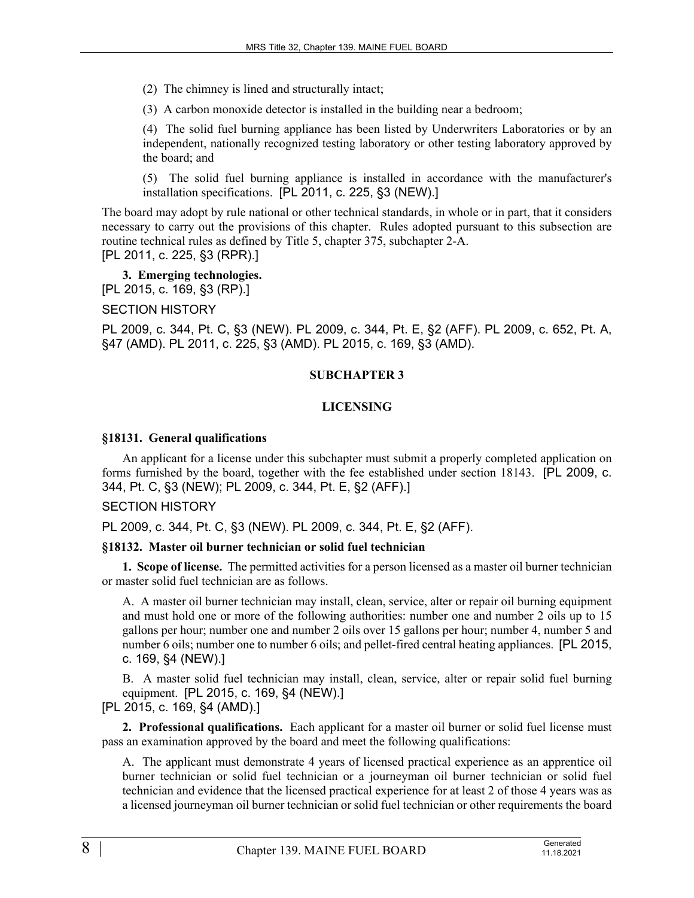(2) The chimney is lined and structurally intact;

(3) A carbon monoxide detector is installed in the building near a bedroom;

(4) The solid fuel burning appliance has been listed by Underwriters Laboratories or by an independent, nationally recognized testing laboratory or other testing laboratory approved by the board; and

(5) The solid fuel burning appliance is installed in accordance with the manufacturer's installation specifications. [PL 2011, c. 225, §3 (NEW).]

The board may adopt by rule national or other technical standards, in whole or in part, that it considers necessary to carry out the provisions of this chapter. Rules adopted pursuant to this subsection are routine technical rules as defined by Title 5, chapter 375, subchapter 2-A.
[PL 2011, c. 225, §3 (RPR).]

**3. Emerging technologies.**
[PL 2015, c. 169, §3 (RP).]

SECTION HISTORY

PL 2009, c. 344, Pt. C, §3 (NEW). PL 2009, c. 344, Pt. E, §2 (AFF). PL 2009, c. 652, Pt. A, §47 (AMD). PL 2011, c. 225, §3 (AMD). PL 2015, c. 169, §3 (AMD).

## SUBCHAPTER 3

## LICENSING

### §18131. General qualifications

An applicant for a license under this subchapter must submit a properly completed application on forms furnished by the board, together with the fee established under section 18143. [PL 2009, c. 344, Pt. C, §3 (NEW); PL 2009, c. 344, Pt. E, §2 (AFF).]

SECTION HISTORY

PL 2009, c. 344, Pt. C, §3 (NEW). PL 2009, c. 344, Pt. E, §2 (AFF).

### §18132. Master oil burner technician or solid fuel technician

**1. Scope of license.** The permitted activities for a person licensed as a master oil burner technician or master solid fuel technician are as follows.

A. A master oil burner technician may install, clean, service, alter or repair oil burning equipment and must hold one or more of the following authorities: number one and number 2 oils up to 15 gallons per hour; number one and number 2 oils over 15 gallons per hour; number 4, number 5 and number 6 oils; number one to number 6 oils; and pellet-fired central heating appliances. [PL 2015, c. 169, §4 (NEW).]

B. A master solid fuel technician may install, clean, service, alter or repair solid fuel burning equipment. [PL 2015, c. 169, §4 (NEW).]

[PL 2015, c. 169, §4 (AMD).]

**2. Professional qualifications.** Each applicant for a master oil burner or solid fuel license must pass an examination approved by the board and meet the following qualifications:

A. The applicant must demonstrate 4 years of licensed practical experience as an apprentice oil burner technician or solid fuel technician or a journeyman oil burner technician or solid fuel technician and evidence that the licensed practical experience for at least 2 of those 4 years was as a licensed journeyman oil burner technician or solid fuel technician or other requirements the board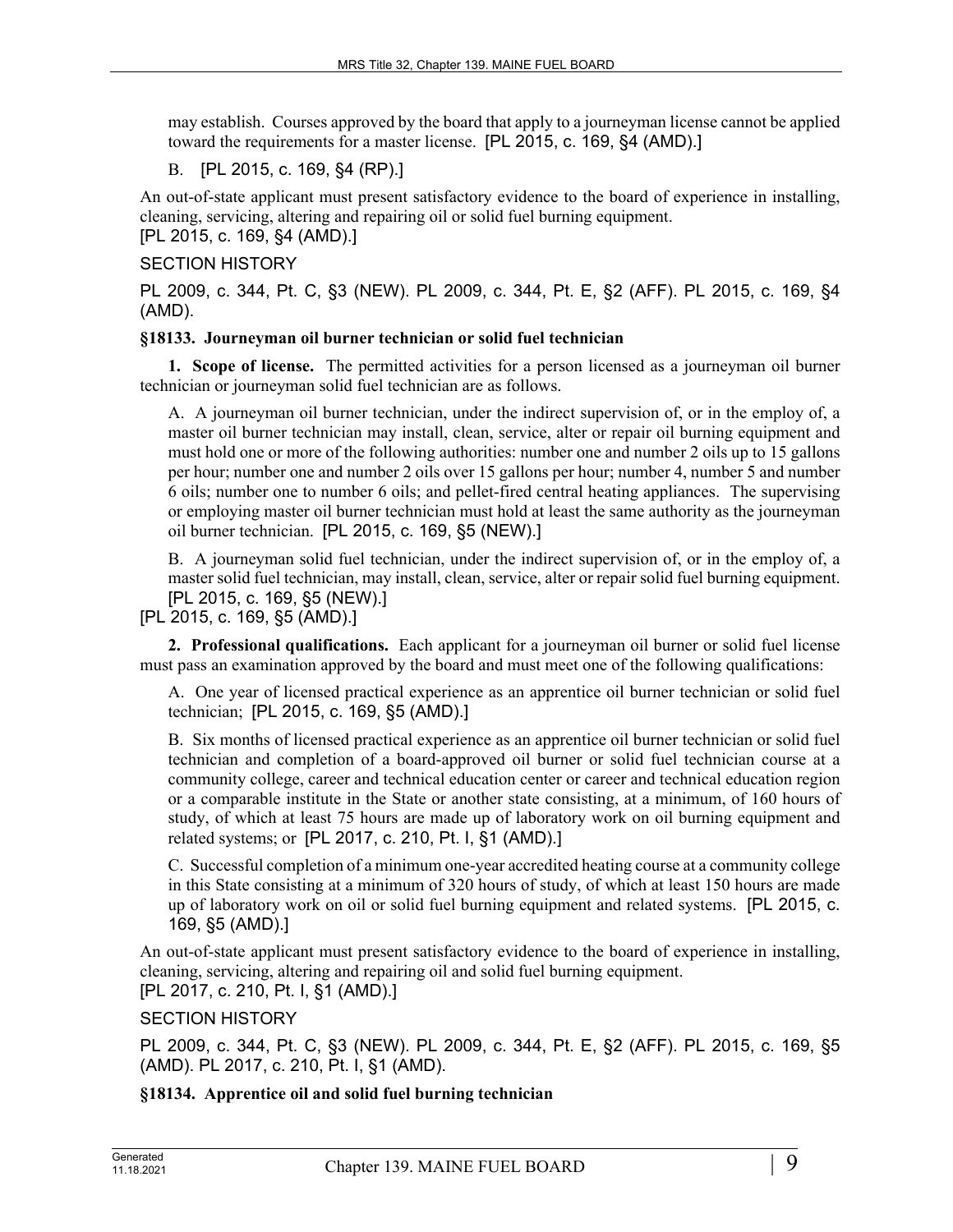may establish. Courses approved by the board that apply to a journeyman license cannot be applied toward the requirements for a master license. [PL 2015, c. 169, §4 (AMD).]

B. [PL 2015, c. 169, §4 (RP).]

An out-of-state applicant must present satisfactory evidence to the board of experience in installing, cleaning, servicing, altering and repairing oil or solid fuel burning equipment.
[PL 2015, c. 169, §4 (AMD).]

SECTION HISTORY

PL 2009, c. 344, Pt. C, §3 (NEW). PL 2009, c. 344, Pt. E, §2 (AFF). PL 2015, c. 169, §4 (AMD).

**§18133. Journeyman oil burner technician or solid fuel technician**

**1. Scope of license.** The permitted activities for a person licensed as a journeyman oil burner technician or journeyman solid fuel technician are as follows.

A. A journeyman oil burner technician, under the indirect supervision of, or in the employ of, a master oil burner technician may install, clean, service, alter or repair oil burning equipment and must hold one or more of the following authorities: number one and number 2 oils up to 15 gallons per hour; number one and number 2 oils over 15 gallons per hour; number 4, number 5 and number 6 oils; number one to number 6 oils; and pellet-fired central heating appliances. The supervising or employing master oil burner technician must hold at least the same authority as the journeyman oil burner technician. [PL 2015, c. 169, §5 (NEW).]

B. A journeyman solid fuel technician, under the indirect supervision of, or in the employ of, a master solid fuel technician, may install, clean, service, alter or repair solid fuel burning equipment. [PL 2015, c. 169, §5 (NEW).]

[PL 2015, c. 169, §5 (AMD).]

**2. Professional qualifications.** Each applicant for a journeyman oil burner or solid fuel license must pass an examination approved by the board and must meet one of the following qualifications:

A. One year of licensed practical experience as an apprentice oil burner technician or solid fuel technician; [PL 2015, c. 169, §5 (AMD).]

B. Six months of licensed practical experience as an apprentice oil burner technician or solid fuel technician and completion of a board-approved oil burner or solid fuel technician course at a community college, career and technical education center or career and technical education region or a comparable institute in the State or another state consisting, at a minimum, of 160 hours of study, of which at least 75 hours are made up of laboratory work on oil burning equipment and related systems; or [PL 2017, c. 210, Pt. I, §1 (AMD).]

C. Successful completion of a minimum one-year accredited heating course at a community college in this State consisting at a minimum of 320 hours of study, of which at least 150 hours are made up of laboratory work on oil or solid fuel burning equipment and related systems. [PL 2015, c. 169, §5 (AMD).]

An out-of-state applicant must present satisfactory evidence to the board of experience in installing, cleaning, servicing, altering and repairing oil and solid fuel burning equipment.
[PL 2017, c. 210, Pt. I, §1 (AMD).]

SECTION HISTORY

PL 2009, c. 344, Pt. C, §3 (NEW). PL 2009, c. 344, Pt. E, §2 (AFF). PL 2015, c. 169, §5 (AMD). PL 2017, c. 210, Pt. I, §1 (AMD).

**§18134. Apprentice oil and solid fuel burning technician**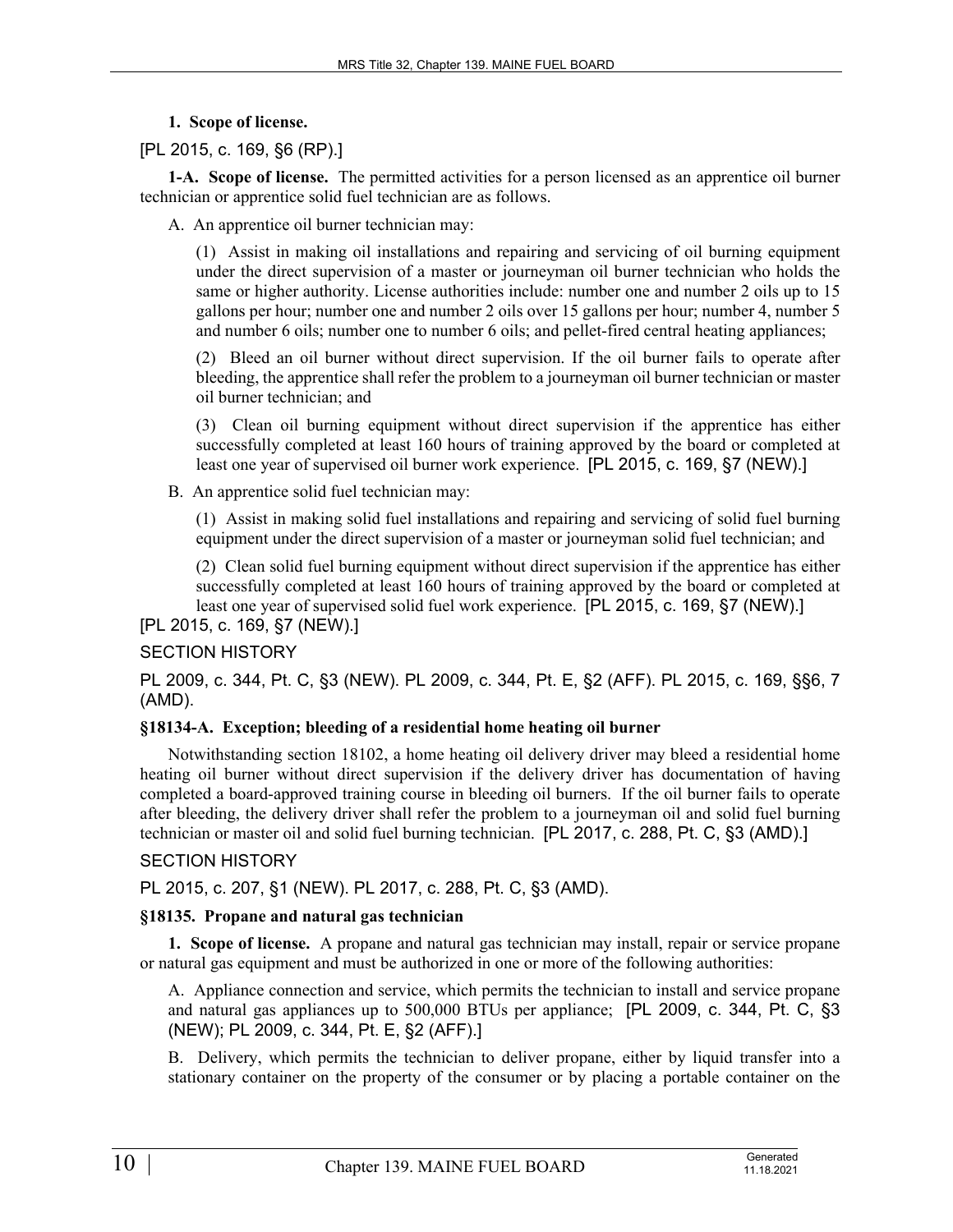**1. Scope of license.**

[PL 2015, c. 169, §6 (RP).]

**1-A. Scope of license.** The permitted activities for a person licensed as an apprentice oil burner technician or apprentice solid fuel technician are as follows.

A. An apprentice oil burner technician may:

(1) Assist in making oil installations and repairing and servicing of oil burning equipment under the direct supervision of a master or journeyman oil burner technician who holds the same or higher authority. License authorities include: number one and number 2 oils up to 15 gallons per hour; number one and number 2 oils over 15 gallons per hour; number 4, number 5 and number 6 oils; number one to number 6 oils; and pellet-fired central heating appliances;

(2) Bleed an oil burner without direct supervision. If the oil burner fails to operate after bleeding, the apprentice shall refer the problem to a journeyman oil burner technician or master oil burner technician; and

(3) Clean oil burning equipment without direct supervision if the apprentice has either successfully completed at least 160 hours of training approved by the board or completed at least one year of supervised oil burner work experience. [PL 2015, c. 169, §7 (NEW).]

B. An apprentice solid fuel technician may:

(1) Assist in making solid fuel installations and repairing and servicing of solid fuel burning equipment under the direct supervision of a master or journeyman solid fuel technician; and

(2) Clean solid fuel burning equipment without direct supervision if the apprentice has either successfully completed at least 160 hours of training approved by the board or completed at least one year of supervised solid fuel work experience. [PL 2015, c. 169, §7 (NEW).]

[PL 2015, c. 169, §7 (NEW).]

SECTION HISTORY

PL 2009, c. 344, Pt. C, §3 (NEW). PL 2009, c. 344, Pt. E, §2 (AFF). PL 2015, c. 169, §§6, 7 (AMD).

### §18134-A. Exception; bleeding of a residential home heating oil burner

Notwithstanding section 18102, a home heating oil delivery driver may bleed a residential home heating oil burner without direct supervision if the delivery driver has documentation of having completed a board-approved training course in bleeding oil burners. If the oil burner fails to operate after bleeding, the delivery driver shall refer the problem to a journeyman oil and solid fuel burning technician or master oil and solid fuel burning technician. [PL 2017, c. 288, Pt. C, §3 (AMD).]

SECTION HISTORY

PL 2015, c. 207, §1 (NEW). PL 2017, c. 288, Pt. C, §3 (AMD).

### §18135. Propane and natural gas technician

**1. Scope of license.** A propane and natural gas technician may install, repair or service propane or natural gas equipment and must be authorized in one or more of the following authorities:

A. Appliance connection and service, which permits the technician to install and service propane and natural gas appliances up to 500,000 BTUs per appliance; [PL 2009, c. 344, Pt. C, §3 (NEW); PL 2009, c. 344, Pt. E, §2 (AFF).]

B. Delivery, which permits the technician to deliver propane, either by liquid transfer into a stationary container on the property of the consumer or by placing a portable container on the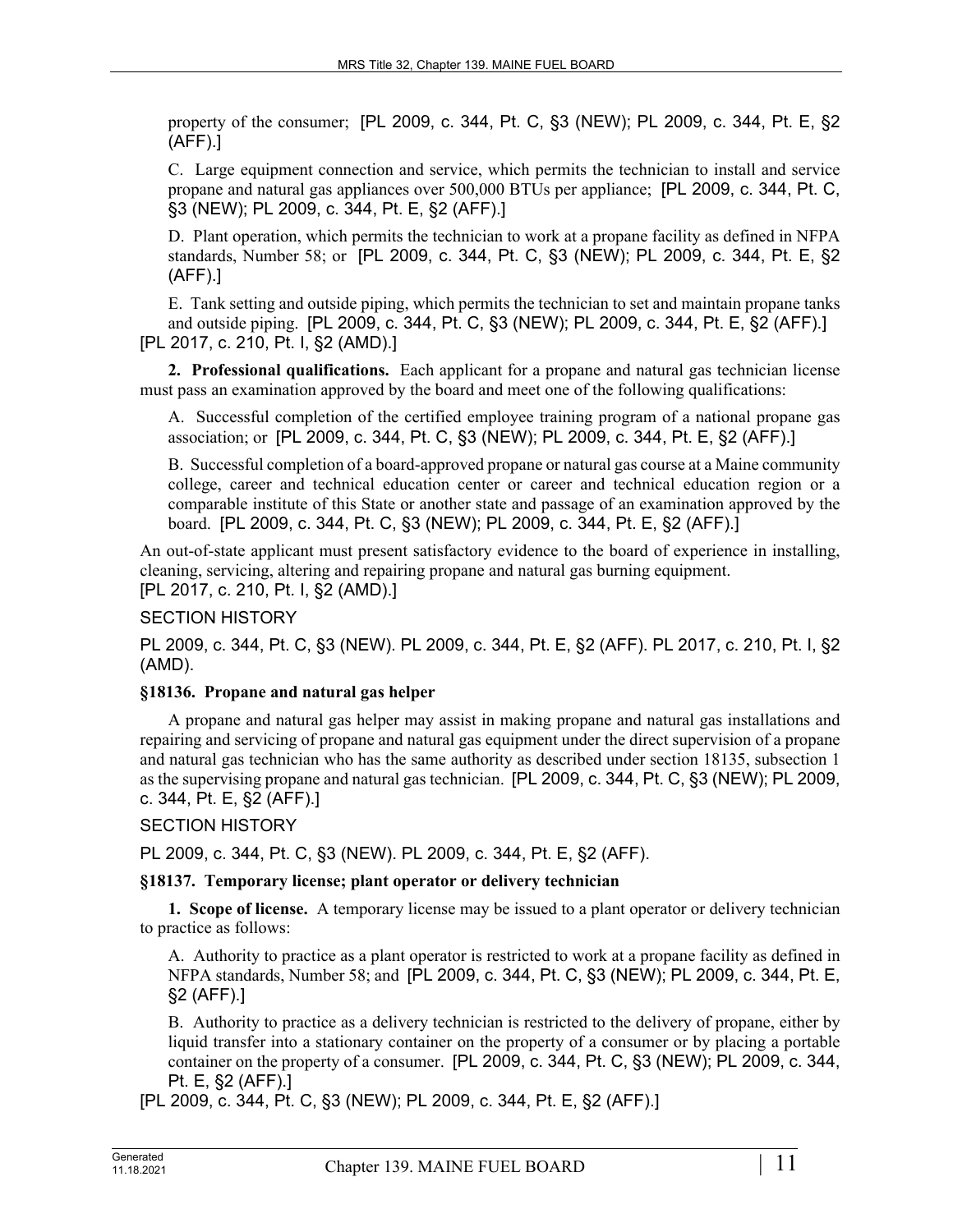property of the consumer; [PL 2009, c. 344, Pt. C, §3 (NEW); PL 2009, c. 344, Pt. E, §2 (AFF).]

C. Large equipment connection and service, which permits the technician to install and service propane and natural gas appliances over 500,000 BTUs per appliance; [PL 2009, c. 344, Pt. C, §3 (NEW); PL 2009, c. 344, Pt. E, §2 (AFF).]

D. Plant operation, which permits the technician to work at a propane facility as defined in NFPA standards, Number 58; or [PL 2009, c. 344, Pt. C, §3 (NEW); PL 2009, c. 344, Pt. E, §2 (AFF).]

E. Tank setting and outside piping, which permits the technician to set and maintain propane tanks and outside piping. [PL 2009, c. 344, Pt. C, §3 (NEW); PL 2009, c. 344, Pt. E, §2 (AFF).]

[PL 2017, c. 210, Pt. I, §2 (AMD).]

**2. Professional qualifications.** Each applicant for a propane and natural gas technician license must pass an examination approved by the board and meet one of the following qualifications:

A. Successful completion of the certified employee training program of a national propane gas association; or [PL 2009, c. 344, Pt. C, §3 (NEW); PL 2009, c. 344, Pt. E, §2 (AFF).]

B. Successful completion of a board-approved propane or natural gas course at a Maine community college, career and technical education center or career and technical education region or a comparable institute of this State or another state and passage of an examination approved by the board. [PL 2009, c. 344, Pt. C, §3 (NEW); PL 2009, c. 344, Pt. E, §2 (AFF).]

An out-of-state applicant must present satisfactory evidence to the board of experience in installing, cleaning, servicing, altering and repairing propane and natural gas burning equipment.

[PL 2017, c. 210, Pt. I, §2 (AMD).]

SECTION HISTORY

PL 2009, c. 344, Pt. C, §3 (NEW). PL 2009, c. 344, Pt. E, §2 (AFF). PL 2017, c. 210, Pt. I, §2 (AMD).

### §18136. Propane and natural gas helper

A propane and natural gas helper may assist in making propane and natural gas installations and repairing and servicing of propane and natural gas equipment under the direct supervision of a propane and natural gas technician who has the same authority as described under section 18135, subsection 1 as the supervising propane and natural gas technician. [PL 2009, c. 344, Pt. C, §3 (NEW); PL 2009, c. 344, Pt. E, §2 (AFF).]

SECTION HISTORY

PL 2009, c. 344, Pt. C, §3 (NEW). PL 2009, c. 344, Pt. E, §2 (AFF).

### §18137. Temporary license; plant operator or delivery technician

**1. Scope of license.** A temporary license may be issued to a plant operator or delivery technician to practice as follows:

A. Authority to practice as a plant operator is restricted to work at a propane facility as defined in NFPA standards, Number 58; and [PL 2009, c. 344, Pt. C, §3 (NEW); PL 2009, c. 344, Pt. E, §2 (AFF).]

B. Authority to practice as a delivery technician is restricted to the delivery of propane, either by liquid transfer into a stationary container on the property of a consumer or by placing a portable container on the property of a consumer. [PL 2009, c. 344, Pt. C, §3 (NEW); PL 2009, c. 344, Pt. E, §2 (AFF).]

[PL 2009, c. 344, Pt. C, §3 (NEW); PL 2009, c. 344, Pt. E, §2 (AFF).]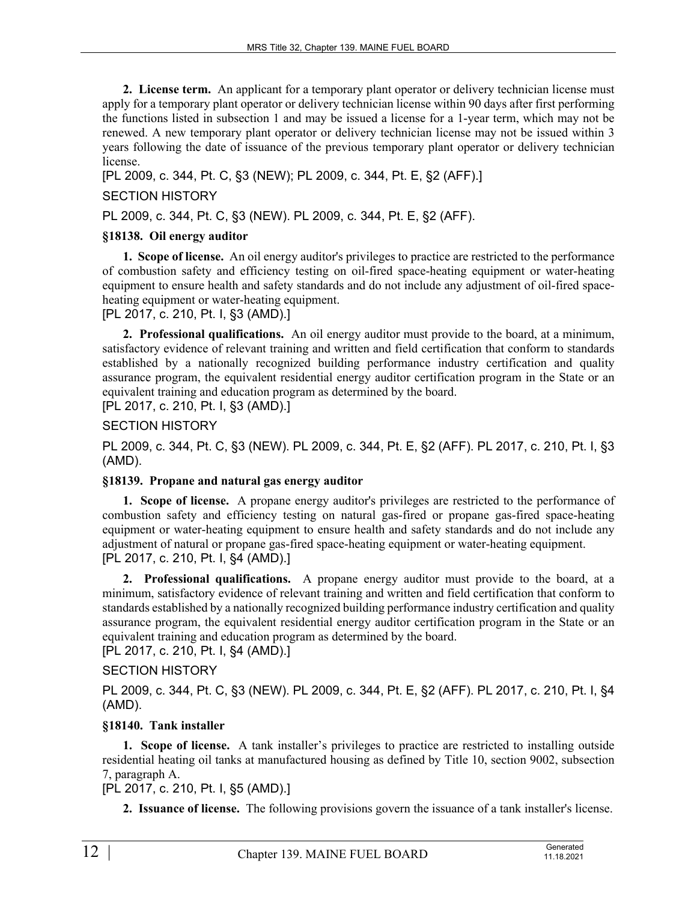**2. License term.** An applicant for a temporary plant operator or delivery technician license must apply for a temporary plant operator or delivery technician license within 90 days after first performing the functions listed in subsection 1 and may be issued a license for a 1-year term, which may not be renewed. A new temporary plant operator or delivery technician license may not be issued within 3 years following the date of issuance of the previous temporary plant operator or delivery technician license.

[PL 2009, c. 344, Pt. C, §3 (NEW); PL 2009, c. 344, Pt. E, §2 (AFF).]

SECTION HISTORY

PL 2009, c. 344, Pt. C, §3 (NEW). PL 2009, c. 344, Pt. E, §2 (AFF).

### §18138. Oil energy auditor

**1. Scope of license.** An oil energy auditor's privileges to practice are restricted to the performance of combustion safety and efficiency testing on oil-fired space-heating equipment or water-heating equipment to ensure health and safety standards and do not include any adjustment of oil-fired space-heating equipment or water-heating equipment.

[PL 2017, c. 210, Pt. I, §3 (AMD).]

**2. Professional qualifications.** An oil energy auditor must provide to the board, at a minimum, satisfactory evidence of relevant training and written and field certification that conform to standards established by a nationally recognized building performance industry certification and quality assurance program, the equivalent residential energy auditor certification program in the State or an equivalent training and education program as determined by the board.

[PL 2017, c. 210, Pt. I, §3 (AMD).]

SECTION HISTORY

PL 2009, c. 344, Pt. C, §3 (NEW). PL 2009, c. 344, Pt. E, §2 (AFF). PL 2017, c. 210, Pt. I, §3 (AMD).

### §18139. Propane and natural gas energy auditor

**1. Scope of license.** A propane energy auditor's privileges are restricted to the performance of combustion safety and efficiency testing on natural gas-fired or propane gas-fired space-heating equipment or water-heating equipment to ensure health and safety standards and do not include any adjustment of natural or propane gas-fired space-heating equipment or water-heating equipment.

[PL 2017, c. 210, Pt. I, §4 (AMD).]

**2. Professional qualifications.** A propane energy auditor must provide to the board, at a minimum, satisfactory evidence of relevant training and written and field certification that conform to standards established by a nationally recognized building performance industry certification and quality assurance program, the equivalent residential energy auditor certification program in the State or an equivalent training and education program as determined by the board.

[PL 2017, c. 210, Pt. I, §4 (AMD).]

SECTION HISTORY

PL 2009, c. 344, Pt. C, §3 (NEW). PL 2009, c. 344, Pt. E, §2 (AFF). PL 2017, c. 210, Pt. I, §4 (AMD).

### §18140. Tank installer

**1. Scope of license.** A tank installer's privileges to practice are restricted to installing outside residential heating oil tanks at manufactured housing as defined by Title 10, section 9002, subsection 7, paragraph A.

[PL 2017, c. 210, Pt. I, §5 (AMD).]

**2. Issuance of license.** The following provisions govern the issuance of a tank installer's license.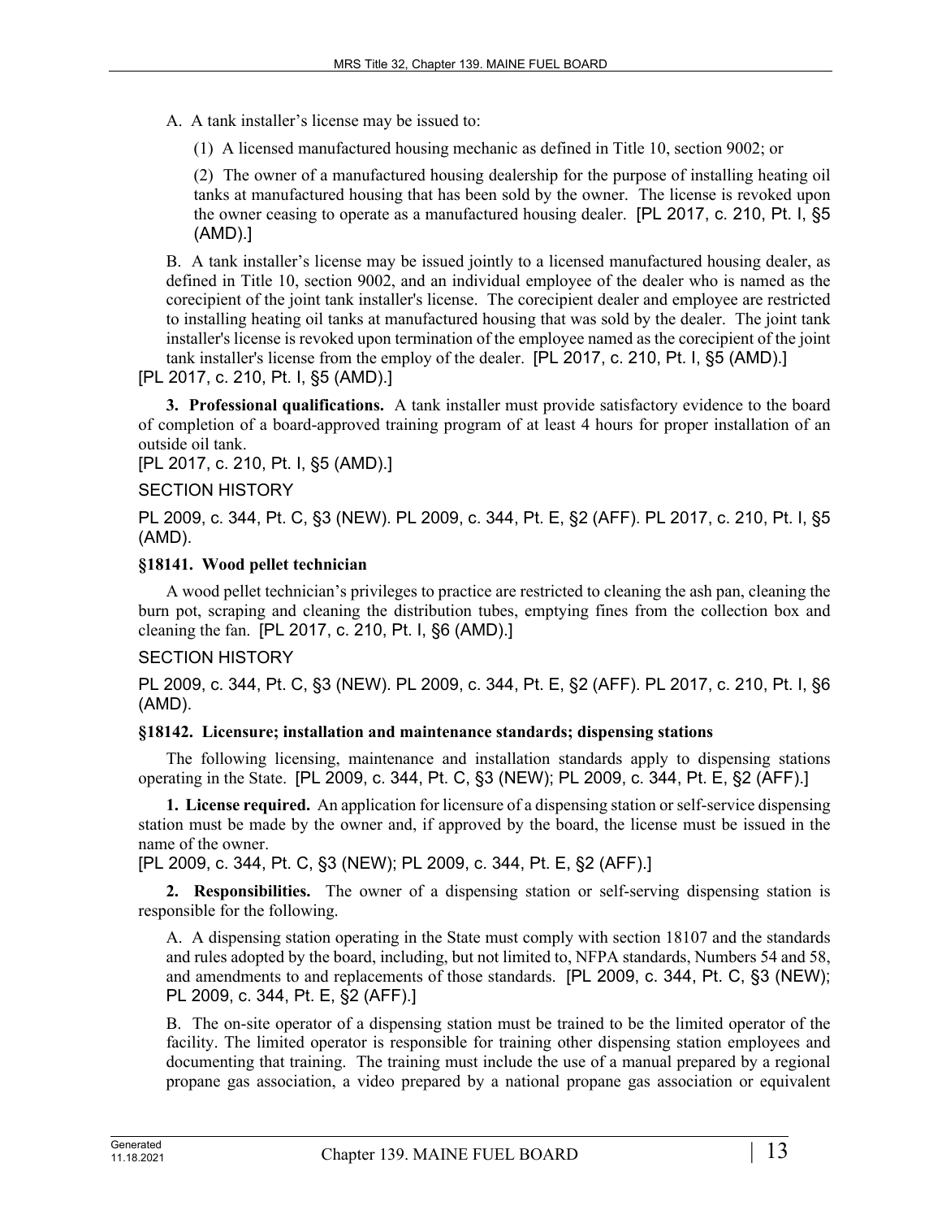A. A tank installer's license may be issued to:

(1) A licensed manufactured housing mechanic as defined in Title 10, section 9002; or

(2) The owner of a manufactured housing dealership for the purpose of installing heating oil tanks at manufactured housing that has been sold by the owner. The license is revoked upon the owner ceasing to operate as a manufactured housing dealer. [PL 2017, c. 210, Pt. I, §5 (AMD).]

B. A tank installer's license may be issued jointly to a licensed manufactured housing dealer, as defined in Title 10, section 9002, and an individual employee of the dealer who is named as the corecipient of the joint tank installer's license. The corecipient dealer and employee are restricted to installing heating oil tanks at manufactured housing that was sold by the dealer. The joint tank installer's license is revoked upon termination of the employee named as the corecipient of the joint tank installer's license from the employ of the dealer. [PL 2017, c. 210, Pt. I, §5 (AMD).]

[PL 2017, c. 210, Pt. I, §5 (AMD).]

**3. Professional qualifications.** A tank installer must provide satisfactory evidence to the board of completion of a board-approved training program of at least 4 hours for proper installation of an outside oil tank.

[PL 2017, c. 210, Pt. I, §5 (AMD).]

SECTION HISTORY

PL 2009, c. 344, Pt. C, §3 (NEW). PL 2009, c. 344, Pt. E, §2 (AFF). PL 2017, c. 210, Pt. I, §5 (AMD).

### §18141. Wood pellet technician

A wood pellet technician's privileges to practice are restricted to cleaning the ash pan, cleaning the burn pot, scraping and cleaning the distribution tubes, emptying fines from the collection box and cleaning the fan. [PL 2017, c. 210, Pt. I, §6 (AMD).]

SECTION HISTORY

PL 2009, c. 344, Pt. C, §3 (NEW). PL 2009, c. 344, Pt. E, §2 (AFF). PL 2017, c. 210, Pt. I, §6 (AMD).

### §18142. Licensure; installation and maintenance standards; dispensing stations

The following licensing, maintenance and installation standards apply to dispensing stations operating in the State. [PL 2009, c. 344, Pt. C, §3 (NEW); PL 2009, c. 344, Pt. E, §2 (AFF).]

**1. License required.** An application for licensure of a dispensing station or self-service dispensing station must be made by the owner and, if approved by the board, the license must be issued in the name of the owner.

[PL 2009, c. 344, Pt. C, §3 (NEW); PL 2009, c. 344, Pt. E, §2 (AFF).]

**2. Responsibilities.** The owner of a dispensing station or self-serving dispensing station is responsible for the following.

A. A dispensing station operating in the State must comply with section 18107 and the standards and rules adopted by the board, including, but not limited to, NFPA standards, Numbers 54 and 58, and amendments to and replacements of those standards. [PL 2009, c. 344, Pt. C, §3 (NEW); PL 2009, c. 344, Pt. E, §2 (AFF).]

B. The on-site operator of a dispensing station must be trained to be the limited operator of the facility. The limited operator is responsible for training other dispensing station employees and documenting that training. The training must include the use of a manual prepared by a regional propane gas association, a video prepared by a national propane gas association or equivalent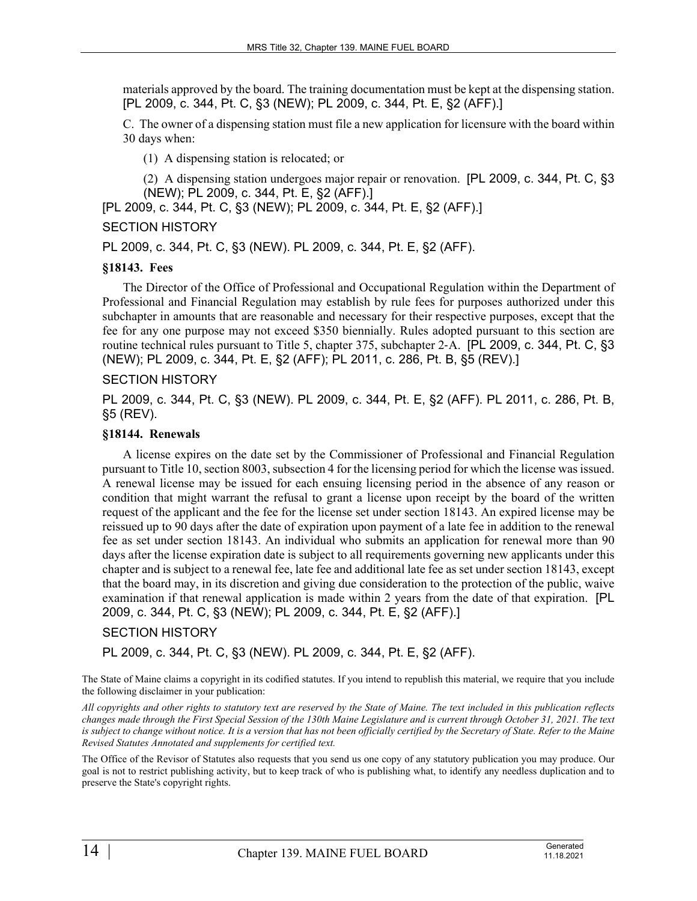materials approved by the board. The training documentation must be kept at the dispensing station. [PL 2009, c. 344, Pt. C, §3 (NEW); PL 2009, c. 344, Pt. E, §2 (AFF).]

C. The owner of a dispensing station must file a new application for licensure with the board within 30 days when:

(1) A dispensing station is relocated; or

(2) A dispensing station undergoes major repair or renovation. [PL 2009, c. 344, Pt. C, §3 (NEW); PL 2009, c. 344, Pt. E, §2 (AFF).]

[PL 2009, c. 344, Pt. C, §3 (NEW); PL 2009, c. 344, Pt. E, §2 (AFF).]

SECTION HISTORY

PL 2009, c. 344, Pt. C, §3 (NEW). PL 2009, c. 344, Pt. E, §2 (AFF).

**§18143. Fees**

The Director of the Office of Professional and Occupational Regulation within the Department of Professional and Financial Regulation may establish by rule fees for purposes authorized under this subchapter in amounts that are reasonable and necessary for their respective purposes, except that the fee for any one purpose may not exceed $350 biennially. Rules adopted pursuant to this section are routine technical rules pursuant to Title 5, chapter 375, subchapter 2-A. [PL 2009, c. 344, Pt. C, §3 (NEW); PL 2009, c. 344, Pt. E, §2 (AFF); PL 2011, c. 286, Pt. B, §5 (REV).]

SECTION HISTORY

PL 2009, c. 344, Pt. C, §3 (NEW). PL 2009, c. 344, Pt. E, §2 (AFF). PL 2011, c. 286, Pt. B, §5 (REV).

**§18144. Renewals**

A license expires on the date set by the Commissioner of Professional and Financial Regulation pursuant to Title 10, section 8003, subsection 4 for the licensing period for which the license was issued. A renewal license may be issued for each ensuing licensing period in the absence of any reason or condition that might warrant the refusal to grant a license upon receipt by the board of the written request of the applicant and the fee for the license set under section 18143. An expired license may be reissued up to 90 days after the date of expiration upon payment of a late fee in addition to the renewal fee as set under section 18143. An individual who submits an application for renewal more than 90 days after the license expiration date is subject to all requirements governing new applicants under this chapter and is subject to a renewal fee, late fee and additional late fee as set under section 18143, except that the board may, in its discretion and giving due consideration to the protection of the public, waive examination if that renewal application is made within 2 years from the date of that expiration. [PL 2009, c. 344, Pt. C, §3 (NEW); PL 2009, c. 344, Pt. E, §2 (AFF).]

SECTION HISTORY

PL 2009, c. 344, Pt. C, §3 (NEW). PL 2009, c. 344, Pt. E, §2 (AFF).

The State of Maine claims a copyright in its codified statutes. If you intend to republish this material, we require that you include the following disclaimer in your publication:

*All copyrights and other rights to statutory text are reserved by the State of Maine. The text included in this publication reflects changes made through the First Special Session of the 130th Maine Legislature and is current through October 31, 2021. The text is subject to change without notice. It is a version that has not been officially certified by the Secretary of State. Refer to the Maine Revised Statutes Annotated and supplements for certified text.*

The Office of the Revisor of Statutes also requests that you send us one copy of any statutory publication you may produce. Our goal is not to restrict publishing activity, but to keep track of who is publishing what, to identify any needless duplication and to preserve the State's copyright rights.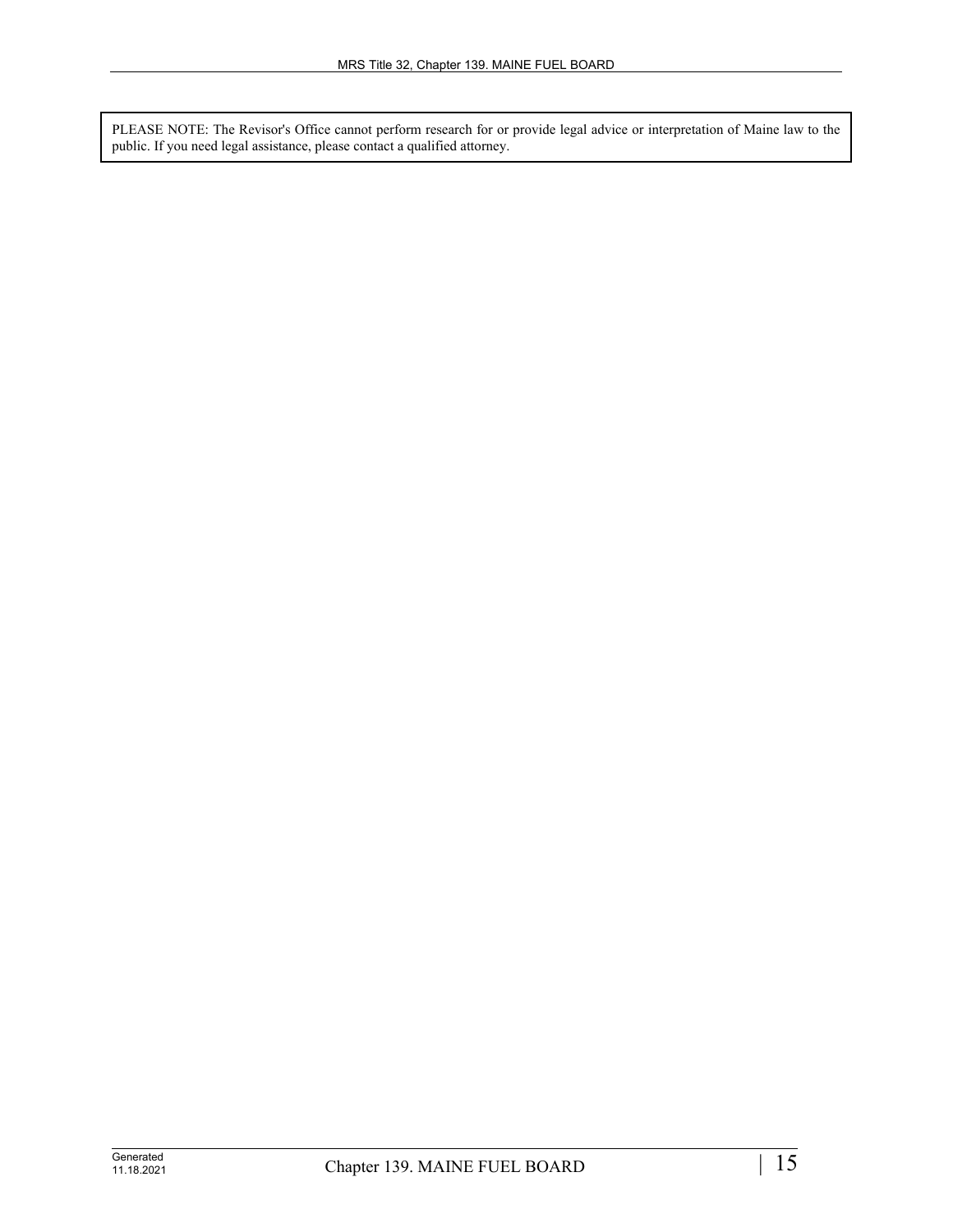PLEASE NOTE: The Revisor's Office cannot perform research for or provide legal advice or interpretation of Maine law to the public. If you need legal assistance, please contact a qualified attorney.